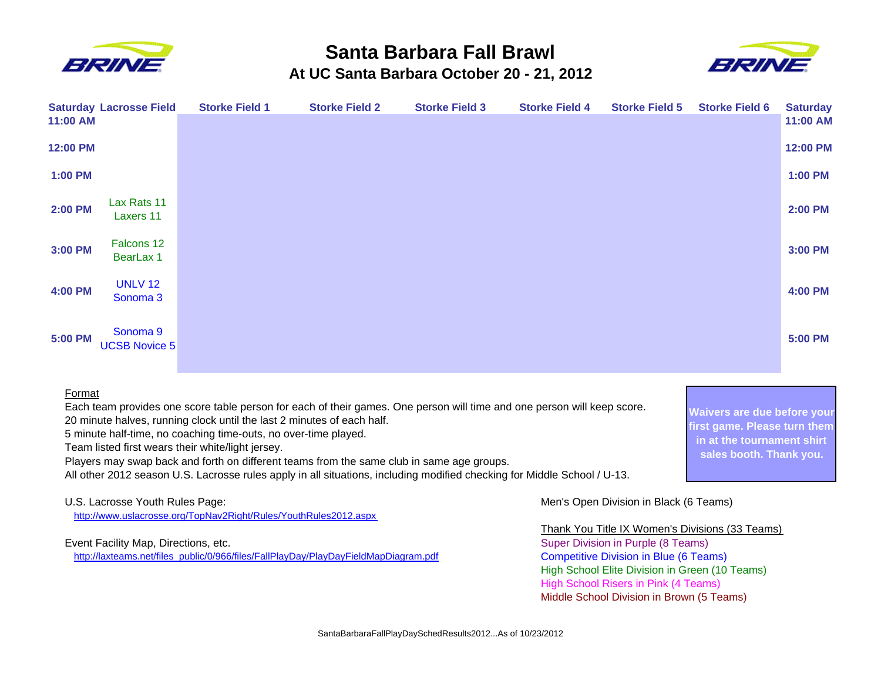# Santa Barbara Fall Brawl

## At UC Santa Barbara October 20 - 21, 2012

| Saturday | Lacrosse Field | Storke Field 1 | Storke Field 2 | Storke Field 3 | Storke Field 4 | Storke Field 5 | Storke Field 6 | Saturday |
|---|---|---|---|---|---|---|---|---|
| 11:00 AM | | | | | | | | 11:00 AM |
| 12:00 PM | | | | | | | | 12:00 PM |
| 1:00 PM | | | | | | | | 1:00 PM |
| 2:00 PM | Lax Rats 11<br>Laxers 11 | | | | | | | 2:00 PM |
| 3:00 PM | Falcons 12<br>BearLax 1 | | | | | | | 3:00 PM |
| 4:00 PM | UNLV 12<br>Sonoma 3 | | | | | | | 4:00 PM |
| 5:00 PM | Sonoma 9<br>UCSB Novice 5 | | | | | | | 5:00 PM |

Format

Each team provides one score table person for each of their games. One person will time and one person will keep score.
20 minute halves, running clock until the last 2 minutes of each half.
5 minute half-time, no coaching time-outs, no over-time played.
Team listed first wears their white/light jersey.
Players may swap back and forth on different teams from the same club in same age groups.
All other 2012 season U.S. Lacrosse rules apply in all situations, including modified checking for Middle School / U-13.

**Waivers are due before your first game. Please turn them in at the tournament shirt sales booth. Thank you.**

U.S. Lacrosse Youth Rules Page:
http://www.uslacrosse.org/TopNav2Right/Rules/YouthRules2012.aspx

Event Facility Map, Directions, etc.
http://laxteams.net/files_public/0/966/files/FallPlayDay/PlayDayFieldMapDiagram.pdf

Men's Open Division in Black (6 Teams)

Thank You Title IX Women's Divisions (33 Teams)
Super Division in Purple (8 Teams)
Competitive Division in Blue (6 Teams)
High School Elite Division in Green (10 Teams)
High School Risers in Pink (4 Teams)
Middle School Division in Brown (5 Teams)

SantaBarbaraFallPlayDaySchedResults2012...As of 10/23/2012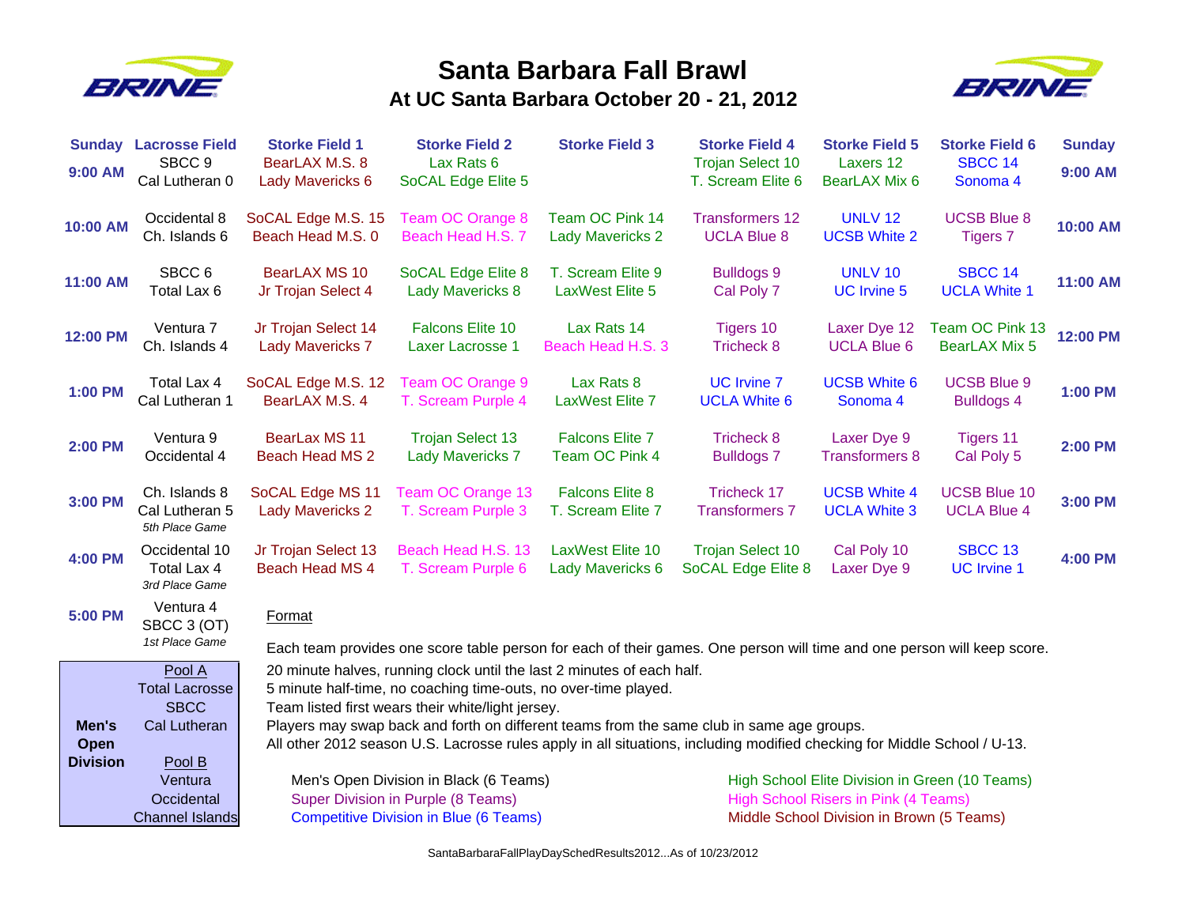# Santa Barbara Fall Brawl

## At UC Santa Barbara October 20 - 21, 2012

| Sunday | Lacrosse Field | Storke Field 1 | Storke Field 2 | Storke Field 3 | Storke Field 4 | Storke Field 5 | Storke Field 6 | Sunday |
|---|---|---|---|---|---|---|---|---|
| 9:00 AM | SBCC 9<br>Cal Lutheran 0 | BearLAX M.S. 8<br>Lady Mavericks 6 | Lax Rats 6<br>SoCAL Edge Elite 5 | | Trojan Select 10<br>T. Scream Elite 6 | Laxers 12<br>BearLAX Mix 6 | SBCC 14<br>Sonoma 4 | 9:00 AM |
| 10:00 AM | Occidental 8<br>Ch. Islands 6 | SoCAL Edge M.S. 15<br>Beach Head M.S. 0 | Team OC Orange 8<br>Beach Head H.S. 7 | Team OC Pink 14<br>Lady Mavericks 2 | Transformers 12<br>UCLA Blue 8 | UNLV 12<br>UCSB White 2 | UCSB Blue 8<br>Tigers 7 | 10:00 AM |
| 11:00 AM | SBCC 6<br>Total Lax 6 | BearLAX MS 10<br>Jr Trojan Select 4 | SoCAL Edge Elite 8<br>Lady Mavericks 8 | T. Scream Elite 9<br>LaxWest Elite 5 | Bulldogs 9<br>Cal Poly 7 | UNLV 10<br>UC Irvine 5 | SBCC 14<br>UCLA White 1 | 11:00 AM |
| 12:00 PM | Ventura 7<br>Ch. Islands 4 | Jr Trojan Select 14<br>Lady Mavericks 7 | Falcons Elite 10<br>Laxer Lacrosse 1 | Lax Rats 14<br>Beach Head H.S. 3 | Tigers 10<br>Tricheck 8 | Laxer Dye 12<br>UCLA Blue 6 | Team OC Pink 13<br>BearLAX Mix 5 | 12:00 PM |
| 1:00 PM | Total Lax 4<br>Cal Lutheran 1 | SoCAL Edge M.S. 12<br>BearLAX M.S. 4 | Team OC Orange 9<br>T. Scream Purple 4 | Lax Rats 8<br>LaxWest Elite 7 | UC Irvine 7<br>UCLA White 6 | UCSB White 6<br>Sonoma 4 | UCSB Blue 9<br>Bulldogs 4 | 1:00 PM |
| 2:00 PM | Ventura 9<br>Occidental 4 | BearLax MS 11<br>Beach Head MS 2 | Trojan Select 13<br>Lady Mavericks 7 | Falcons Elite 7<br>Team OC Pink 4 | Tricheck 8<br>Bulldogs 7 | Laxer Dye 9<br>Transformers 8 | Tigers 11<br>Cal Poly 5 | 2:00 PM |
| 3:00 PM | Ch. Islands 8<br>Cal Lutheran 5<br>*5th Place Game* | SoCAL Edge MS 11<br>Lady Mavericks 2 | Team OC Orange 13<br>T. Scream Purple 3 | Falcons Elite 8<br>T. Scream Elite 7 | Tricheck 17<br>Transformers 7 | UCSB White 4<br>UCLA White 3 | UCSB Blue 10<br>UCLA Blue 4 | 3:00 PM |
| 4:00 PM | Occidental 10<br>Total Lax 4<br>*3rd Place Game* | Jr Trojan Select 13<br>Beach Head MS 4 | Beach Head H.S. 13<br>T. Scream Purple 6 | LaxWest Elite 10<br>Lady Mavericks 6 | Trojan Select 10<br>SoCAL Edge Elite 8 | Cal Poly 10<br>Laxer Dye 9 | SBCC 13<br>UC Irvine 1 | 4:00 PM |
| 5:00 PM | Ventura 4<br>SBCC 3 (OT)<br>*1st Place Game* | | | | | | | |

| | |
|---|---|
| **Men's Open Division** | Pool A<br>Total Lacrosse<br>SBCC<br>Cal Lutheran<br>Pool B<br>Ventura<br>Occidental<br>Channel Islands |

Format

Each team provides one score table person for each of their games. One person will time and one person will keep score.

20 minute halves, running clock until the last 2 minutes of each half.
5 minute half-time, no coaching time-outs, no over-time played.
Team listed first wears their white/light jersey.
Players may swap back and forth on different teams from the same club in same age groups.
All other 2012 season U.S. Lacrosse rules apply in all situations, including modified checking for Middle School / U-13.

Men's Open Division in Black (6 Teams)
Super Division in Purple (8 Teams)
Competitive Division in Blue (6 Teams)
High School Elite Division in Green (10 Teams)
High School Risers in Pink (4 Teams)
Middle School Division in Brown (5 Teams)

SantaBarbaraFallPlayDaySchedResults2012...As of 10/23/2012